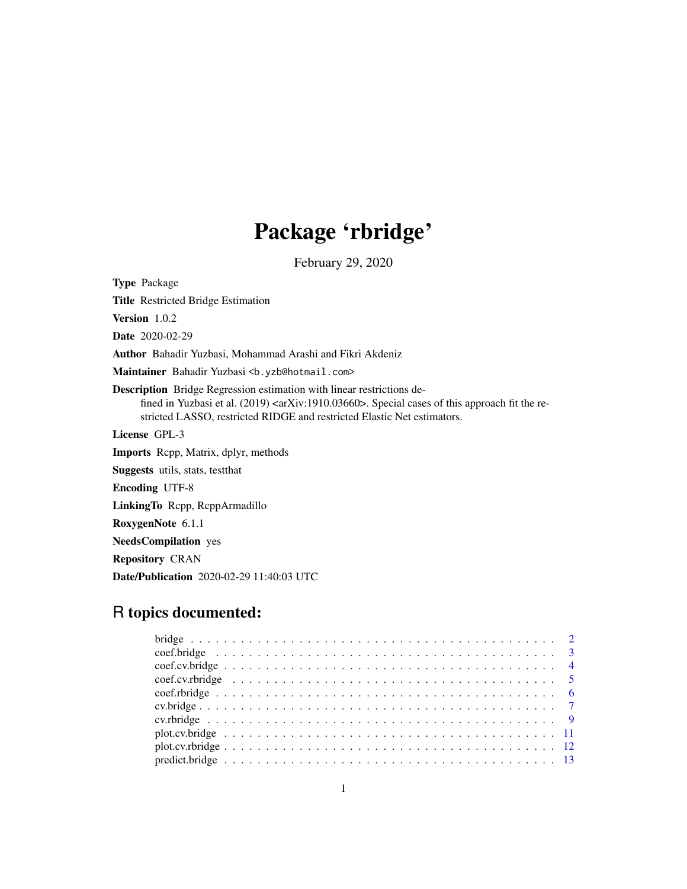# Package 'rbridge'

February 29, 2020

**Type** Package

**Title** Restricted Bridge Estimation

**Version** 1.0.2

**Date** 2020-02-29

**Author** Bahadir Yuzbasi, Mohammad Arashi and Fikri Akdeniz

**Maintainer** Bahadir Yuzbasi <b.yzb@hotmail.com>

**Description** Bridge Regression estimation with linear restrictions defined in Yuzbasi et al. (2019) <arXiv:1910.03660>. Special cases of this approach fit the restricted LASSO, restricted RIDGE and restricted Elastic Net estimators.

**License** GPL-3

**Imports** Rcpp, Matrix, dplyr, methods

**Suggests** utils, stats, testthat

**Encoding** UTF-8

**LinkingTo** Rcpp, RcppArmadillo

**RoxygenNote** 6.1.1

**NeedsCompilation** yes

**Repository** CRAN

**Date/Publication** 2020-02-29 11:40:03 UTC

## R topics documented:

- bridge . . . . . 2
- coef.bridge . . . . . 3
- coef.cv.bridge . . . . . 4
- coef.cv.rbridge . . . . . 5
- coef.rbridge . . . . . 6
- cv.bridge . . . . . 7
- cv.rbridge . . . . . 9
- plot.cv.bridge . . . . . 11
- plot.cv.rbridge . . . . . 12
- predict.bridge . . . . . 13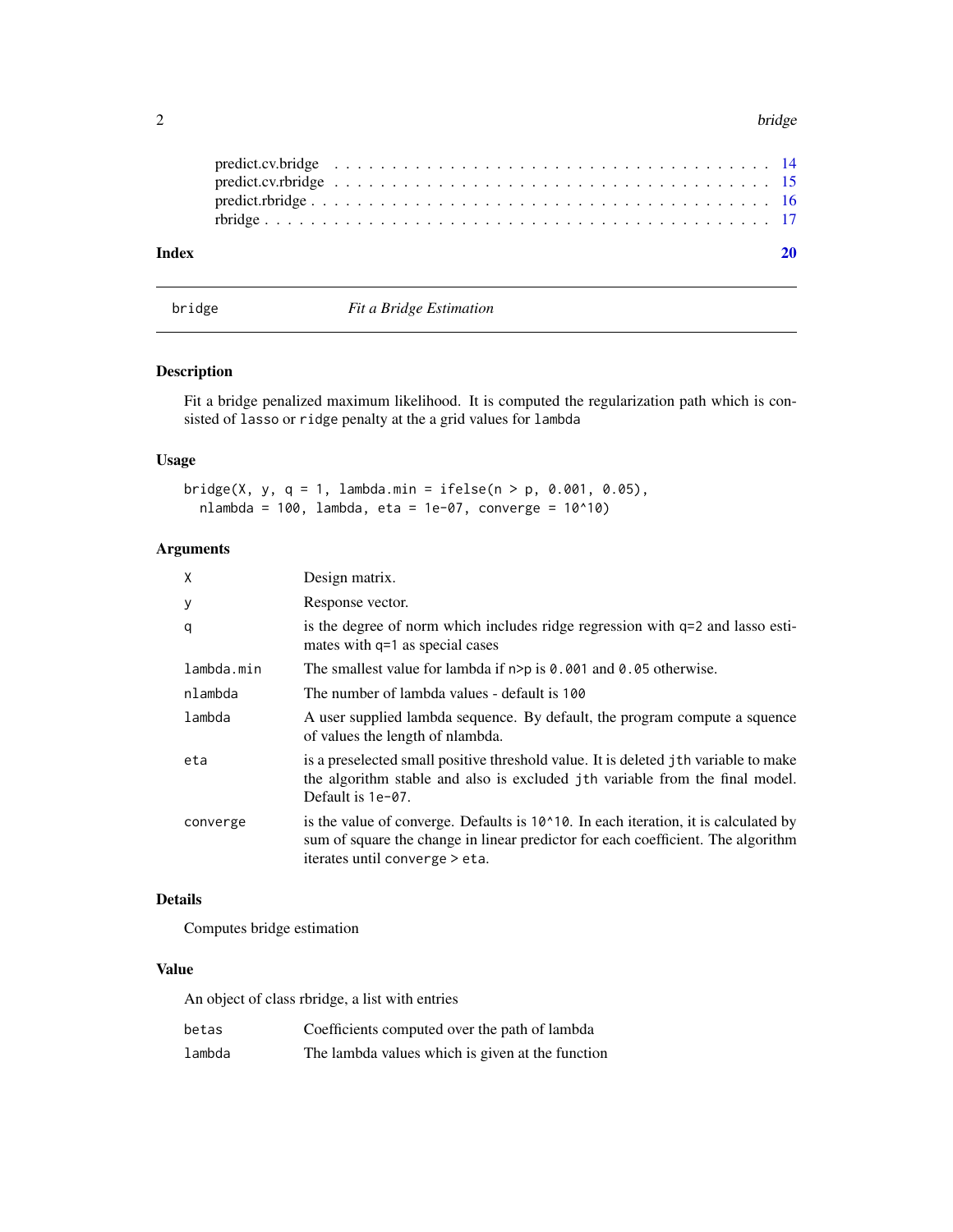predict.cv.bridge . . . . . . . . . . . . . . . . . . . . . . . . . . . . . . . . . . . . 14
predict.cv.rbridge . . . . . . . . . . . . . . . . . . . . . . . . . . . . . . . . . . . . 15
predict.rbridge . . . . . . . . . . . . . . . . . . . . . . . . . . . . . . . . . . . . . . 16
rbridge . . . . . . . . . . . . . . . . . . . . . . . . . . . . . . . . . . . . . . . . . . . 17

**Index** **20**

---

`bridge` *Fit a Bridge Estimation*

---

### Description

Fit a bridge penalized maximum likelihood. It is computed the regularization path which is consisted of `lasso` or `ridge` penalty at the a grid values for `lambda`

### Usage

```
bridge(X, y, q = 1, lambda.min = ifelse(n > p, 0.001, 0.05),
  nlambda = 100, lambda, eta = 1e-07, converge = 10^10)
```

### Arguments

| | |
|---|---|
| `X` | Design matrix. |
| `y` | Response vector. |
| `q` | is the degree of norm which includes ridge regression with `q=2` and lasso estimates with `q=1` as special cases |
| `lambda.min` | The smallest value for lambda if `n>p` is `0.001` and `0.05` otherwise. |
| `nlambda` | The number of lambda values - default is `100` |
| `lambda` | A user supplied lambda sequence. By default, the program compute a squence of values the length of nlambda. |
| `eta` | is a preselected small positive threshold value. It is deleted `jth` variable to make the algorithm stable and also is excluded `jth` variable from the final model. Default is `1e-07`. |
| `converge` | is the value of converge. Defaults is `10^10`. In each iteration, it is calculated by sum of square the change in linear predictor for each coefficient. The algorithm iterates until `converge` > `eta`. |

### Details

Computes bridge estimation

### Value

An object of class rbridge, a list with entries

| | |
|---|---|
| `betas` | Coefficients computed over the path of lambda |
| `lambda` | The lambda values which is given at the function |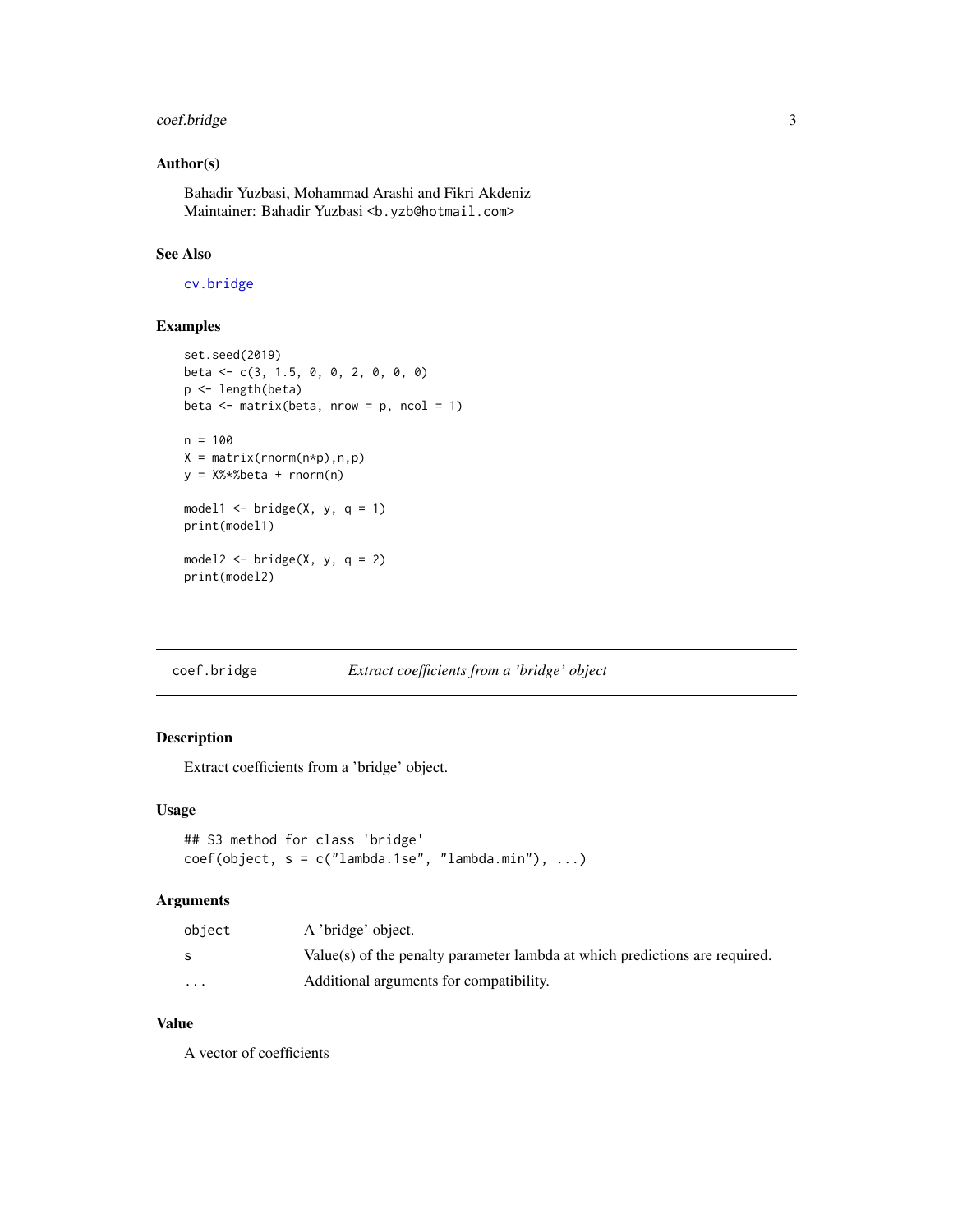## Author(s)

Bahadir Yuzbasi, Mohammad Arashi and Fikri Akdeniz
Maintainer: Bahadir Yuzbasi <b.yzb@hotmail.com>

## See Also

`cv.bridge`

## Examples

```
set.seed(2019)
beta <- c(3, 1.5, 0, 0, 2, 0, 0, 0)
p <- length(beta)
beta <- matrix(beta, nrow = p, ncol = 1)

n = 100
X = matrix(rnorm(n*p),n,p)
y = X%*%beta + rnorm(n)

model1 <- bridge(X, y, q = 1)
print(model1)

model2 <- bridge(X, y, q = 2)
print(model2)
```

---

# coef.bridge — *Extract coefficients from a 'bridge' object*

## Description

Extract coefficients from a 'bridge' object.

## Usage

```
## S3 method for class 'bridge'
coef(object, s = c("lambda.1se", "lambda.min"), ...)
```

## Arguments

| | |
|---|---|
| object | A 'bridge' object. |
| s | Value(s) of the penalty parameter lambda at which predictions are required. |
| ... | Additional arguments for compatibility. |

## Value

A vector of coefficients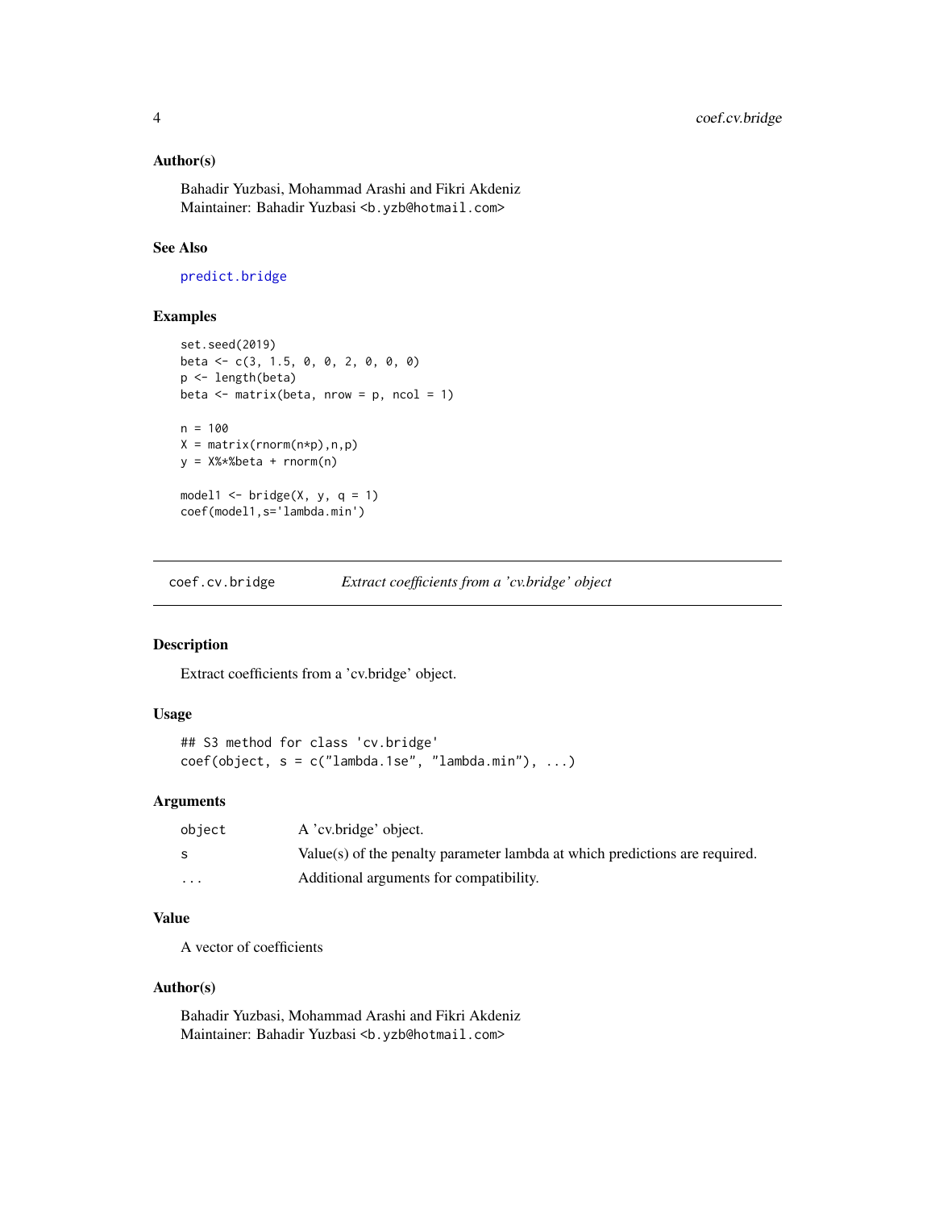### Author(s)

Bahadir Yuzbasi, Mohammad Arashi and Fikri Akdeniz
Maintainer: Bahadir Yuzbasi <b.yzb@hotmail.com>

### See Also

predict.bridge

### Examples

```
set.seed(2019)
beta <- c(3, 1.5, 0, 0, 2, 0, 0, 0)
p <- length(beta)
beta <- matrix(beta, nrow = p, ncol = 1)

n = 100
X = matrix(rnorm(n*p),n,p)
y = X%*%beta + rnorm(n)

model1 <- bridge(X, y, q = 1)
coef(model1,s='lambda.min')
```

---

## coef.cv.bridge    *Extract coefficients from a 'cv.bridge' object*

### Description

Extract coefficients from a 'cv.bridge' object.

### Usage

```
## S3 method for class 'cv.bridge'
coef(object, s = c("lambda.1se", "lambda.min"), ...)
```

### Arguments

| | |
|---|---|
| object | A 'cv.bridge' object. |
| s | Value(s) of the penalty parameter lambda at which predictions are required. |
| ... | Additional arguments for compatibility. |

### Value

A vector of coefficients

### Author(s)

Bahadir Yuzbasi, Mohammad Arashi and Fikri Akdeniz
Maintainer: Bahadir Yuzbasi <b.yzb@hotmail.com>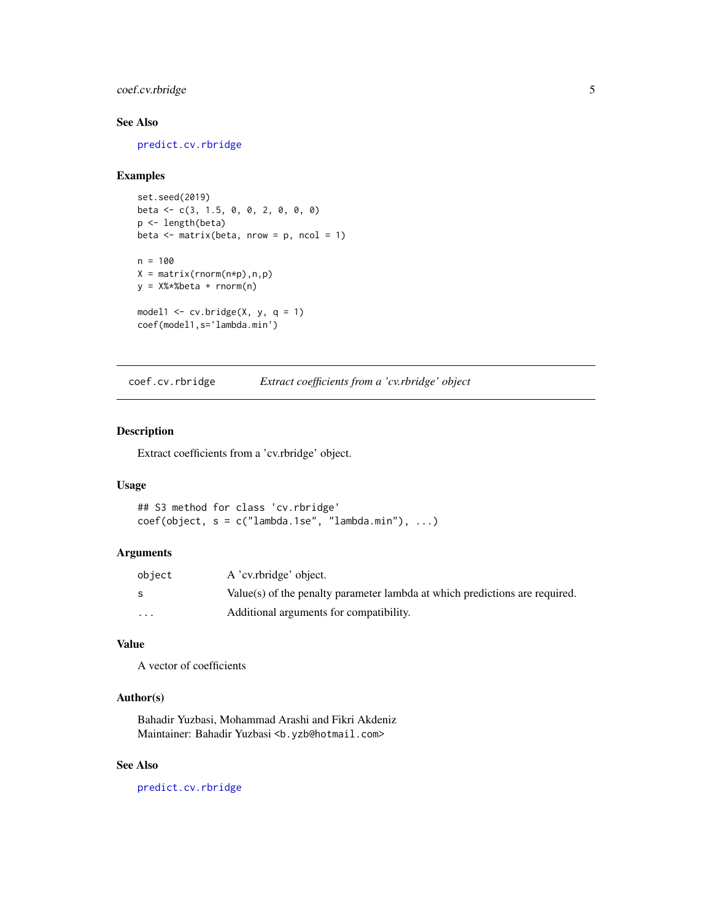## See Also

predict.cv.rbridge

## Examples

```
set.seed(2019)
beta <- c(3, 1.5, 0, 0, 2, 0, 0, 0)
p <- length(beta)
beta <- matrix(beta, nrow = p, ncol = 1)

n = 100
X = matrix(rnorm(n*p),n,p)
y = X%*%beta + rnorm(n)

model1 <- cv.bridge(X, y, q = 1)
coef(model1,s='lambda.min')
```

---

# coef.cv.rbridge *Extract coefficients from a 'cv.rbridge' object*

## Description

Extract coefficients from a 'cv.rbridge' object.

## Usage

```
## S3 method for class 'cv.rbridge'
coef(object, s = c("lambda.1se", "lambda.min"), ...)
```

## Arguments

| | |
|---|---|
| object | A 'cv.rbridge' object. |
| s | Value(s) of the penalty parameter lambda at which predictions are required. |
| ... | Additional arguments for compatibility. |

## Value

A vector of coefficients

## Author(s)

Bahadir Yuzbasi, Mohammad Arashi and Fikri Akdeniz
Maintainer: Bahadir Yuzbasi <b.yzb@hotmail.com>

## See Also

predict.cv.rbridge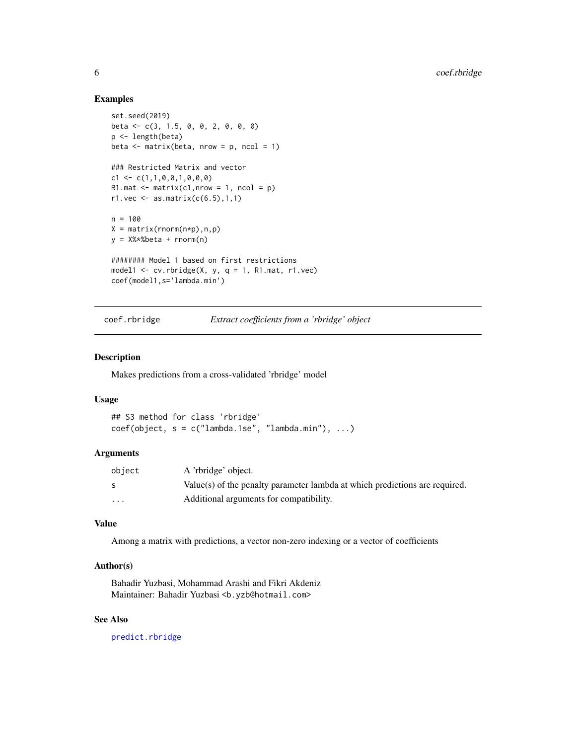## Examples

```
set.seed(2019)
beta <- c(3, 1.5, 0, 0, 2, 0, 0, 0)
p <- length(beta)
beta <- matrix(beta, nrow = p, ncol = 1)

### Restricted Matrix and vector
c1 <- c(1,1,0,0,1,0,0,0)
R1.mat <- matrix(c1,nrow = 1, ncol = p)
r1.vec <- as.matrix(c(6.5),1,1)

n = 100
X = matrix(rnorm(n*p),n,p)
y = X%*%beta + rnorm(n)

######## Model 1 based on first restrictions
model1 <- cv.rbridge(X, y, q = 1, R1.mat, r1.vec)
coef(model1,s='lambda.min')
```

---

# coef.rbridge — *Extract coefficients from a 'rbridge' object*

## Description

Makes predictions from a cross-validated 'rbridge' model

## Usage

```
## S3 method for class 'rbridge'
coef(object, s = c("lambda.1se", "lambda.min"), ...)
```

## Arguments

| | |
|---|---|
| object | A 'rbridge' object. |
| s | Value(s) of the penalty parameter lambda at which predictions are required. |
| ... | Additional arguments for compatibility. |

## Value

Among a matrix with predictions, a vector non-zero indexing or a vector of coefficients

## Author(s)

Bahadir Yuzbasi, Mohammad Arashi and Fikri Akdeniz
Maintainer: Bahadir Yuzbasi <b.yzb@hotmail.com>

## See Also

predict.rbridge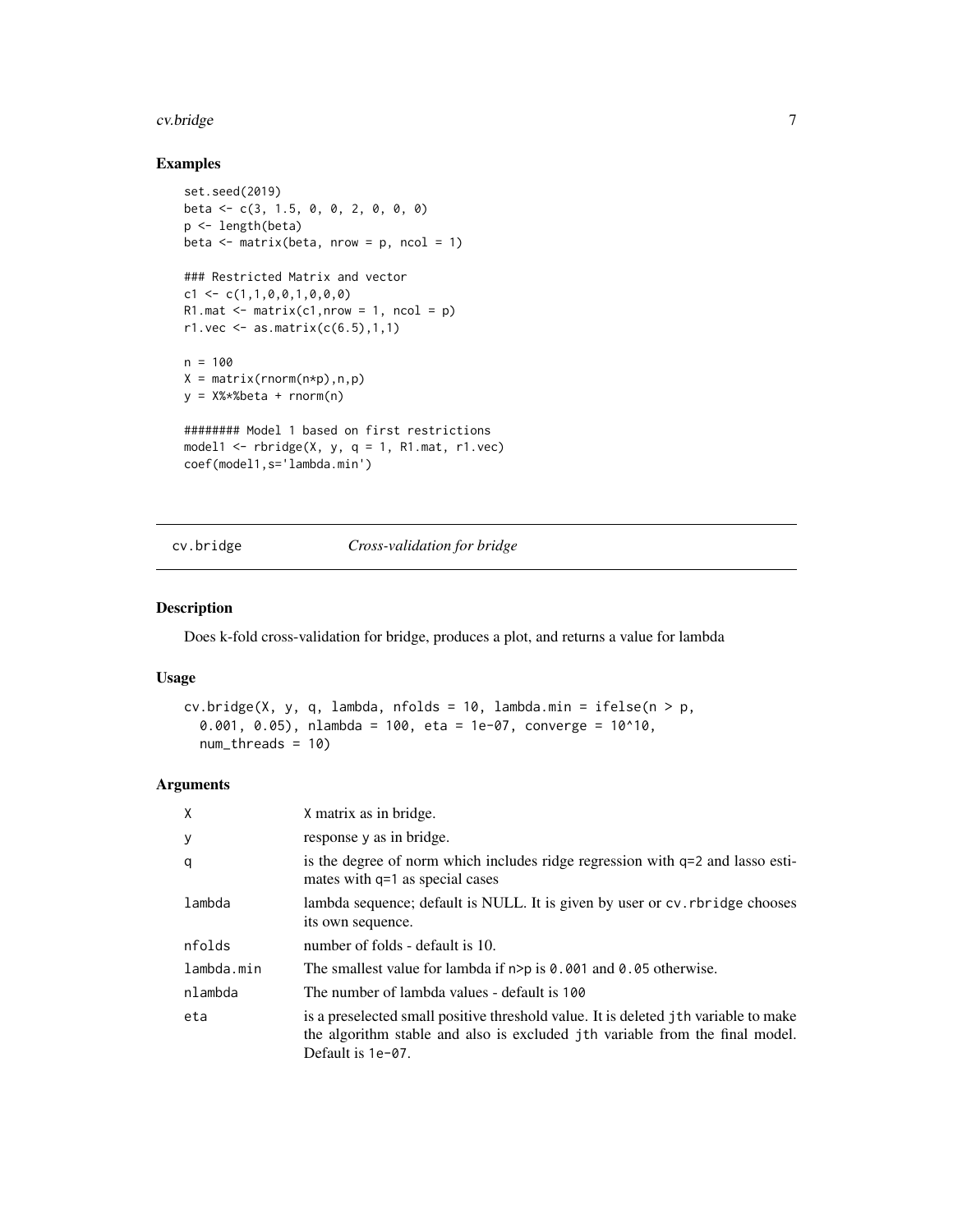## Examples

```
set.seed(2019)
beta <- c(3, 1.5, 0, 0, 2, 0, 0, 0)
p <- length(beta)
beta <- matrix(beta, nrow = p, ncol = 1)

### Restricted Matrix and vector
c1 <- c(1,1,0,0,1,0,0,0)
R1.mat <- matrix(c1,nrow = 1, ncol = p)
r1.vec <- as.matrix(c(6.5),1,1)

n = 100
X = matrix(rnorm(n*p),n,p)
y = X%*%beta + rnorm(n)

######## Model 1 based on first restrictions
model1 <- rbridge(X, y, q = 1, R1.mat, r1.vec)
coef(model1,s='lambda.min')
```

---

# cv.bridge *Cross-validation for bridge*

---

## Description

Does k-fold cross-validation for bridge, produces a plot, and returns a value for lambda

## Usage

```
cv.bridge(X, y, q, lambda, nfolds = 10, lambda.min = ifelse(n > p,
  0.001, 0.05), nlambda = 100, eta = 1e-07, converge = 10^10,
  num_threads = 10)
```

## Arguments

| | |
|---|---|
| X | X matrix as in bridge. |
| y | response y as in bridge. |
| q | is the degree of norm which includes ridge regression with q=2 and lasso estimates with q=1 as special cases |
| lambda | lambda sequence; default is NULL. It is given by user or cv.rbridge chooses its own sequence. |
| nfolds | number of folds - default is 10. |
| lambda.min | The smallest value for lambda if n>p is 0.001 and 0.05 otherwise. |
| nlambda | The number of lambda values - default is 100 |
| eta | is a preselected small positive threshold value. It is deleted jth variable to make the algorithm stable and also is excluded jth variable from the final model. Default is 1e-07. |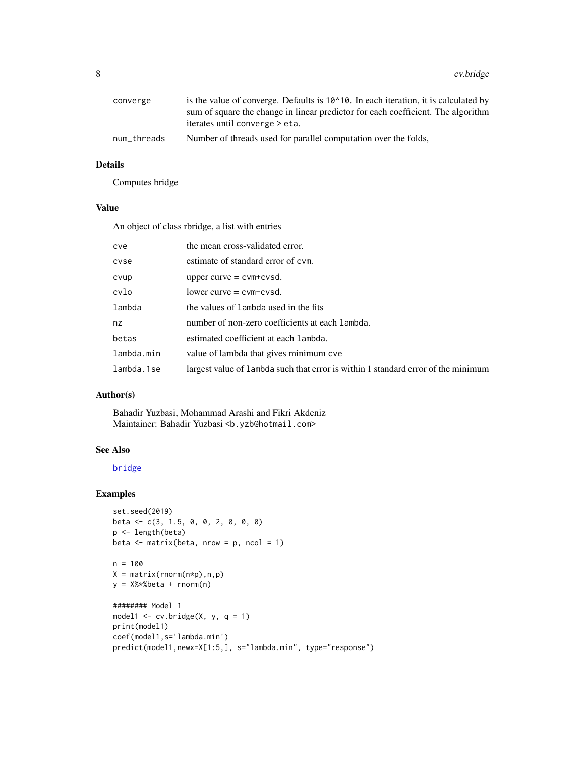| | |
|---|---|
| converge | is the value of converge. Defaults is `10^10`. In each iteration, it is calculated by sum of square the change in linear predictor for each coefficient. The algorithm iterates until `converge > eta`. |
| num_threads | Number of threads used for parallel computation over the folds, |

### Details

Computes bridge

### Value

An object of class rbridge, a list with entries

| | |
|---|---|
| cve | the mean cross-validated error. |
| cvse | estimate of standard error of `cvm`. |
| cvup | upper curve = `cvm+cvsd`. |
| cvlo | lower curve = `cvm-cvsd`. |
| lambda | the values of `lambda` used in the fits |
| nz | number of non-zero coefficients at each `lambda`. |
| betas | estimated coefficient at each `lambda`. |
| lambda.min | value of lambda that gives minimum `cve` |
| lambda.1se | largest value of `lambda` such that error is within 1 standard error of the minimum |

### Author(s)

Bahadir Yuzbasi, Mohammad Arashi and Fikri Akdeniz
Maintainer: Bahadir Yuzbasi <b.yzb@hotmail.com>

### See Also

bridge

### Examples

```
set.seed(2019)
beta <- c(3, 1.5, 0, 0, 2, 0, 0, 0)
p <- length(beta)
beta <- matrix(beta, nrow = p, ncol = 1)

n = 100
X = matrix(rnorm(n*p),n,p)
y = X%*%beta + rnorm(n)

######## Model 1
model1 <- cv.bridge(X, y, q = 1)
print(model1)
coef(model1,s='lambda.min')
predict(model1,newx=X[1:5,], s="lambda.min", type="response")
```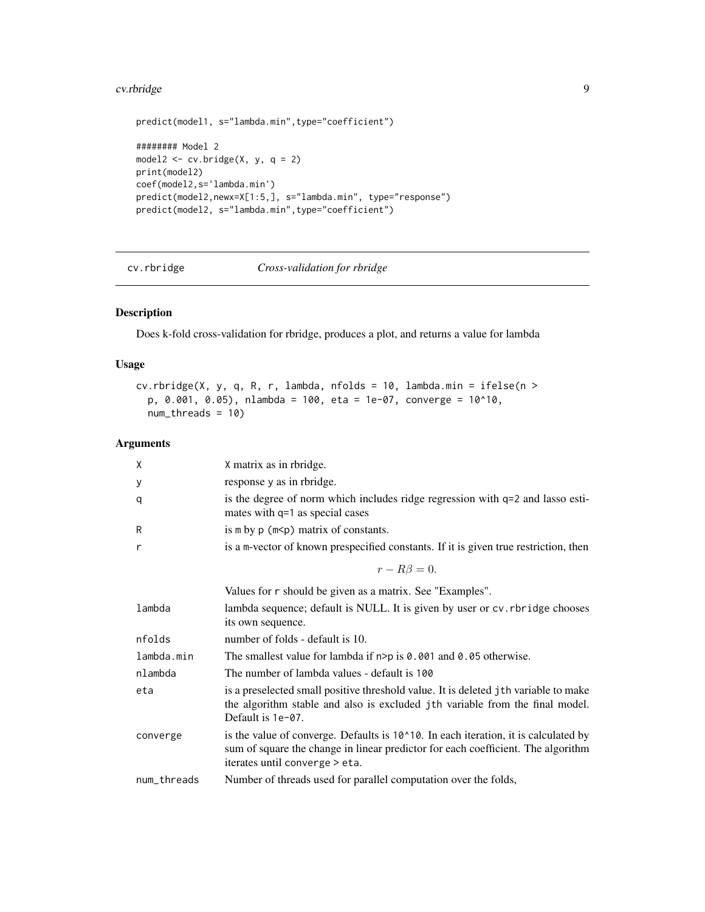```
predict(model1, s="lambda.min",type="coefficient")

######## Model 2
model2 <- cv.bridge(X, y, q = 2)
print(model2)
coef(model2,s='lambda.min')
predict(model2,newx=X[1:5,], s="lambda.min", type="response")
predict(model2, s="lambda.min",type="coefficient")
```

## cv.rbridge — *Cross-validation for rbridge*

### Description

Does k-fold cross-validation for rbridge, produces a plot, and returns a value for lambda

### Usage

```
cv.rbridge(X, y, q, R, r, lambda, nfolds = 10, lambda.min = ifelse(n >
  p, 0.001, 0.05), nlambda = 100, eta = 1e-07, converge = 10^10,
  num_threads = 10)
```

### Arguments

| | |
|---|---|
| X | X matrix as in rbridge. |
| y | response y as in rbridge. |
| q | is the degree of norm which includes ridge regression with q=2 and lasso estimates with q=1 as special cases |
| R | is m by p (m<p) matrix of constants. |
| r | is a m-vector of known prespecified constants. If it is given true restriction, then $$r - R\beta = 0.$$ Values for r should be given as a matrix. See "Examples". |
| lambda | lambda sequence; default is NULL. It is given by user or cv.rbridge chooses its own sequence. |
| nfolds | number of folds - default is 10. |
| lambda.min | The smallest value for lambda if n>p is 0.001 and 0.05 otherwise. |
| nlambda | The number of lambda values - default is 100 |
| eta | is a preselected small positive threshold value. It is deleted jth variable to make the algorithm stable and also is excluded jth variable from the final model. Default is 1e-07. |
| converge | is the value of converge. Defaults is 10^10. In each iteration, it is calculated by sum of square the change in linear predictor for each coefficient. The algorithm iterates until converge > eta. |
| num_threads | Number of threads used for parallel computation over the folds, |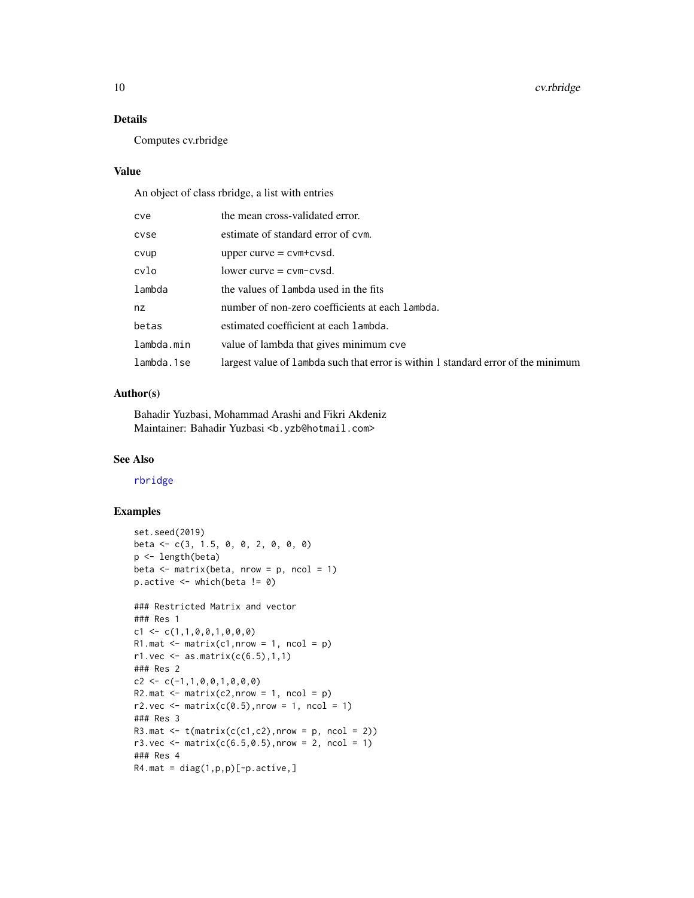## Details

Computes cv.rbridge

## Value

An object of class rbridge, a list with entries

| | |
|---|---|
| `cve` | the mean cross-validated error. |
| `cvse` | estimate of standard error of `cvm`. |
| `cvup` | upper curve = `cvm+cvsd`. |
| `cvlo` | lower curve = `cvm-cvsd`. |
| `lambda` | the values of `lambda` used in the fits |
| `nz` | number of non-zero coefficients at each `lambda`. |
| `betas` | estimated coefficient at each `lambda`. |
| `lambda.min` | value of lambda that gives minimum `cve` |
| `lambda.1se` | largest value of `lambda` such that error is within 1 standard error of the minimum |

## Author(s)

Bahadir Yuzbasi, Mohammad Arashi and Fikri Akdeniz
Maintainer: Bahadir Yuzbasi <b.yzb@hotmail.com>

## See Also

rbridge

## Examples

```
set.seed(2019)
beta <- c(3, 1.5, 0, 0, 2, 0, 0, 0)
p <- length(beta)
beta <- matrix(beta, nrow = p, ncol = 1)
p.active <- which(beta != 0)

### Restricted Matrix and vector
### Res 1
c1 <- c(1,1,0,0,1,0,0,0)
R1.mat <- matrix(c1,nrow = 1, ncol = p)
r1.vec <- as.matrix(c(6.5),1,1)
### Res 2
c2 <- c(-1,1,0,0,1,0,0,0)
R2.mat <- matrix(c2,nrow = 1, ncol = p)
r2.vec <- matrix(c(0.5),nrow = 1, ncol = 1)
### Res 3
R3.mat <- t(matrix(c(c1,c2),nrow = p, ncol = 2))
r3.vec <- matrix(c(6.5,0.5),nrow = 2, ncol = 1)
### Res 4
R4.mat = diag(1,p,p)[-p.active,]
```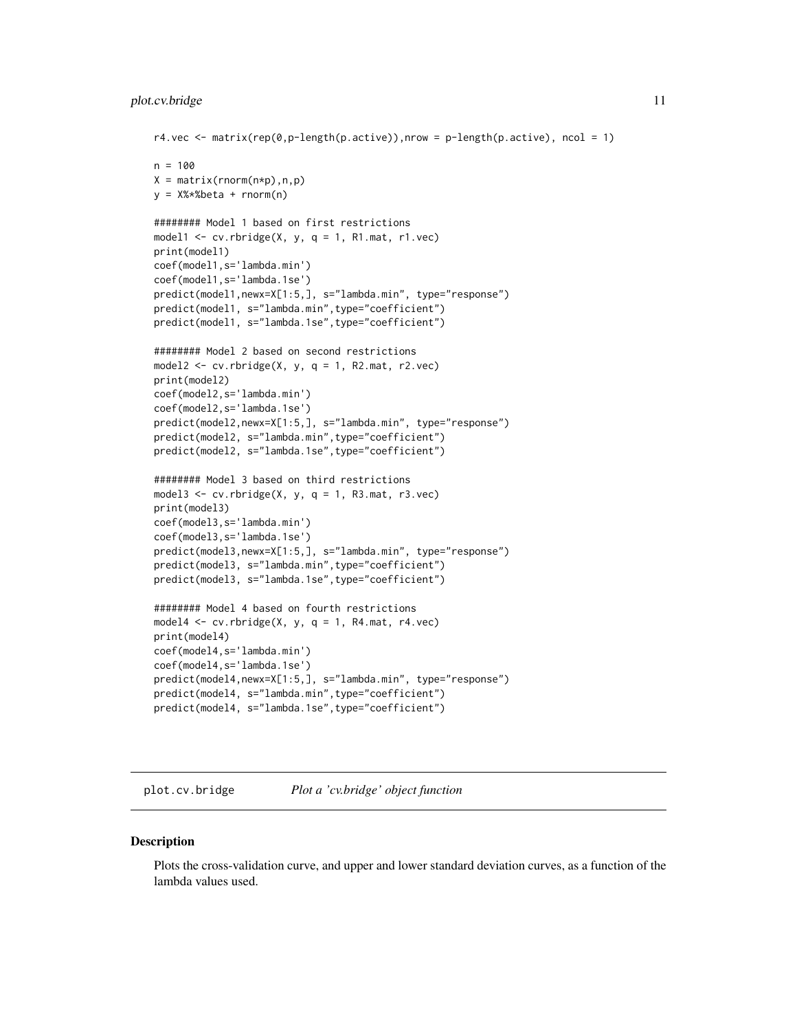```
r4.vec <- matrix(rep(0,p-length(p.active)),nrow = p-length(p.active), ncol = 1)

n = 100
X = matrix(rnorm(n*p),n,p)
y = X%*%beta + rnorm(n)

######## Model 1 based on first restrictions
model1 <- cv.rbridge(X, y, q = 1, R1.mat, r1.vec)
print(model1)
coef(model1,s='lambda.min')
coef(model1,s='lambda.1se')
predict(model1,newx=X[1:5,], s="lambda.min", type="response")
predict(model1, s="lambda.min",type="coefficient")
predict(model1, s="lambda.1se",type="coefficient")

######## Model 2 based on second restrictions
model2 <- cv.rbridge(X, y, q = 1, R2.mat, r2.vec)
print(model2)
coef(model2,s='lambda.min')
coef(model2,s='lambda.1se')
predict(model2,newx=X[1:5,], s="lambda.min", type="response")
predict(model2, s="lambda.min",type="coefficient")
predict(model2, s="lambda.1se",type="coefficient")

######## Model 3 based on third restrictions
model3 <- cv.rbridge(X, y, q = 1, R3.mat, r3.vec)
print(model3)
coef(model3,s='lambda.min')
coef(model3,s='lambda.1se')
predict(model3,newx=X[1:5,], s="lambda.min", type="response")
predict(model3, s="lambda.min",type="coefficient")
predict(model3, s="lambda.1se",type="coefficient")

######## Model 4 based on fourth restrictions
model4 <- cv.rbridge(X, y, q = 1, R4.mat, r4.vec)
print(model4)
coef(model4,s='lambda.min')
coef(model4,s='lambda.1se')
predict(model4,newx=X[1:5,], s="lambda.min", type="response")
predict(model4, s="lambda.min",type="coefficient")
predict(model4, s="lambda.1se",type="coefficient")
```

## plot.cv.bridge — *Plot a 'cv.bridge' object function*

### Description

Plots the cross-validation curve, and upper and lower standard deviation curves, as a function of the lambda values used.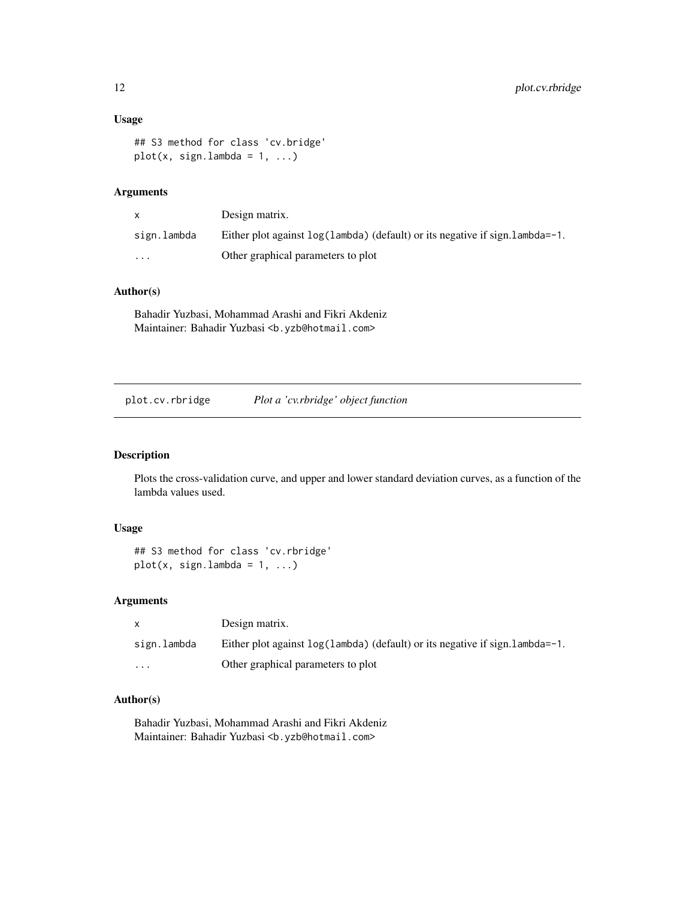### Usage

```
## S3 method for class 'cv.bridge'
plot(x, sign.lambda = 1, ...)
```

### Arguments

| | |
|---|---|
| x | Design matrix. |
| sign.lambda | Either plot against `log(lambda)` (default) or its negative if sign.lambda=-1. |
| ... | Other graphical parameters to plot |

### Author(s)

Bahadir Yuzbasi, Mohammad Arashi and Fikri Akdeniz
Maintainer: Bahadir Yuzbasi <b.yzb@hotmail.com>

---

## plot.cv.rbridge *Plot a 'cv.rbridge' object function*

### Description

Plots the cross-validation curve, and upper and lower standard deviation curves, as a function of the lambda values used.

### Usage

```
## S3 method for class 'cv.rbridge'
plot(x, sign.lambda = 1, ...)
```

### Arguments

| | |
|---|---|
| x | Design matrix. |
| sign.lambda | Either plot against `log(lambda)` (default) or its negative if sign.lambda=-1. |
| ... | Other graphical parameters to plot |

### Author(s)

Bahadir Yuzbasi, Mohammad Arashi and Fikri Akdeniz
Maintainer: Bahadir Yuzbasi <b.yzb@hotmail.com>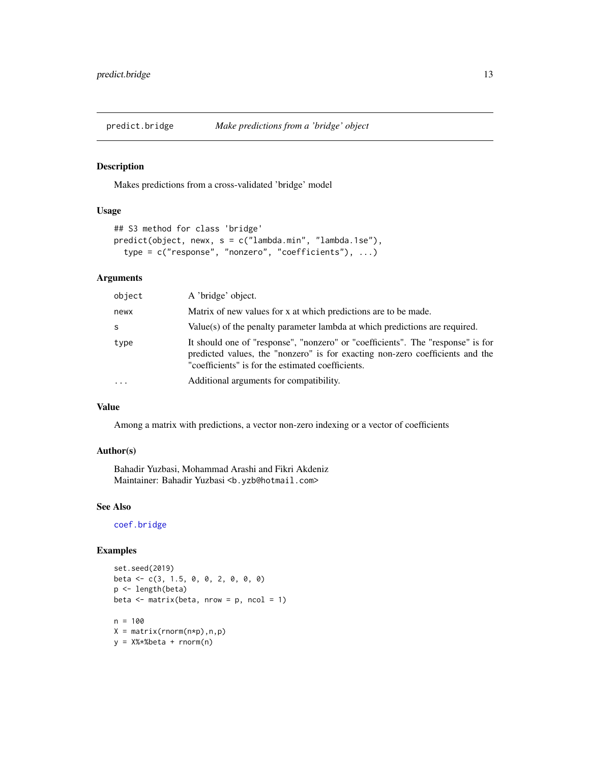# predict.bridge *Make predictions from a 'bridge' object*

## Description

Makes predictions from a cross-validated 'bridge' model

## Usage

```
## S3 method for class 'bridge'
predict(object, newx, s = c("lambda.min", "lambda.1se"),
  type = c("response", "nonzero", "coefficients"), ...)
```

## Arguments

| | |
|---|---|
| `object` | A 'bridge' object. |
| `newx` | Matrix of new values for x at which predictions are to be made. |
| `s` | Value(s) of the penalty parameter lambda at which predictions are required. |
| `type` | It should one of "response", "nonzero" or "coefficients". The "response" is for predicted values, the "nonzero" is for exacting non-zero coefficients and the "coefficients" is for the estimated coefficients. |
| `...` | Additional arguments for compatibility. |

## Value

Among a matrix with predictions, a vector non-zero indexing or a vector of coefficients

## Author(s)

Bahadir Yuzbasi, Mohammad Arashi and Fikri Akdeniz
Maintainer: Bahadir Yuzbasi <b.yzb@hotmail.com>

## See Also

`coef.bridge`

## Examples

```
set.seed(2019)
beta <- c(3, 1.5, 0, 0, 2, 0, 0, 0)
p <- length(beta)
beta <- matrix(beta, nrow = p, ncol = 1)

n = 100
X = matrix(rnorm(n*p),n,p)
y = X%*%beta + rnorm(n)
```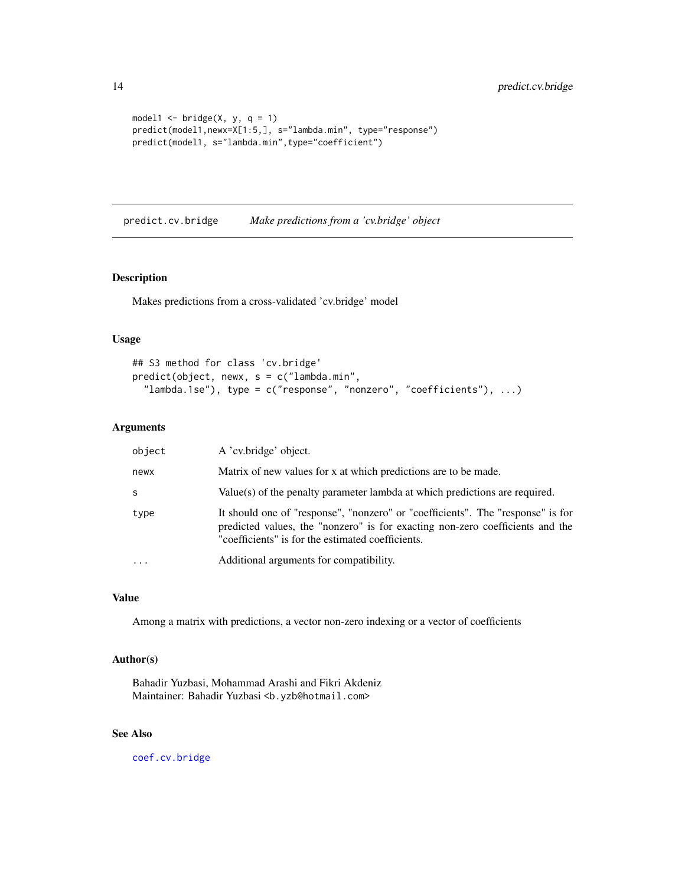```
model1 <- bridge(X, y, q = 1)
predict(model1,newx=X[1:5,], s="lambda.min", type="response")
predict(model1, s="lambda.min",type="coefficient")
```

---

## predict.cv.bridge *Make predictions from a 'cv.bridge' object*

### Description

Makes predictions from a cross-validated 'cv.bridge' model

### Usage

```
## S3 method for class 'cv.bridge'
predict(object, newx, s = c("lambda.min",
  "lambda.1se"), type = c("response", "nonzero", "coefficients"), ...)
```

### Arguments

| | |
|---|---|
| object | A 'cv.bridge' object. |
| newx | Matrix of new values for x at which predictions are to be made. |
| s | Value(s) of the penalty parameter lambda at which predictions are required. |
| type | It should one of "response", "nonzero" or "coefficients". The "response" is for predicted values, the "nonzero" is for exacting non-zero coefficients and the "coefficients" is for the estimated coefficients. |
| ... | Additional arguments for compatibility. |

### Value

Among a matrix with predictions, a vector non-zero indexing or a vector of coefficients

### Author(s)

Bahadir Yuzbasi, Mohammad Arashi and Fikri Akdeniz
Maintainer: Bahadir Yuzbasi <b.yzb@hotmail.com>

### See Also

coef.cv.bridge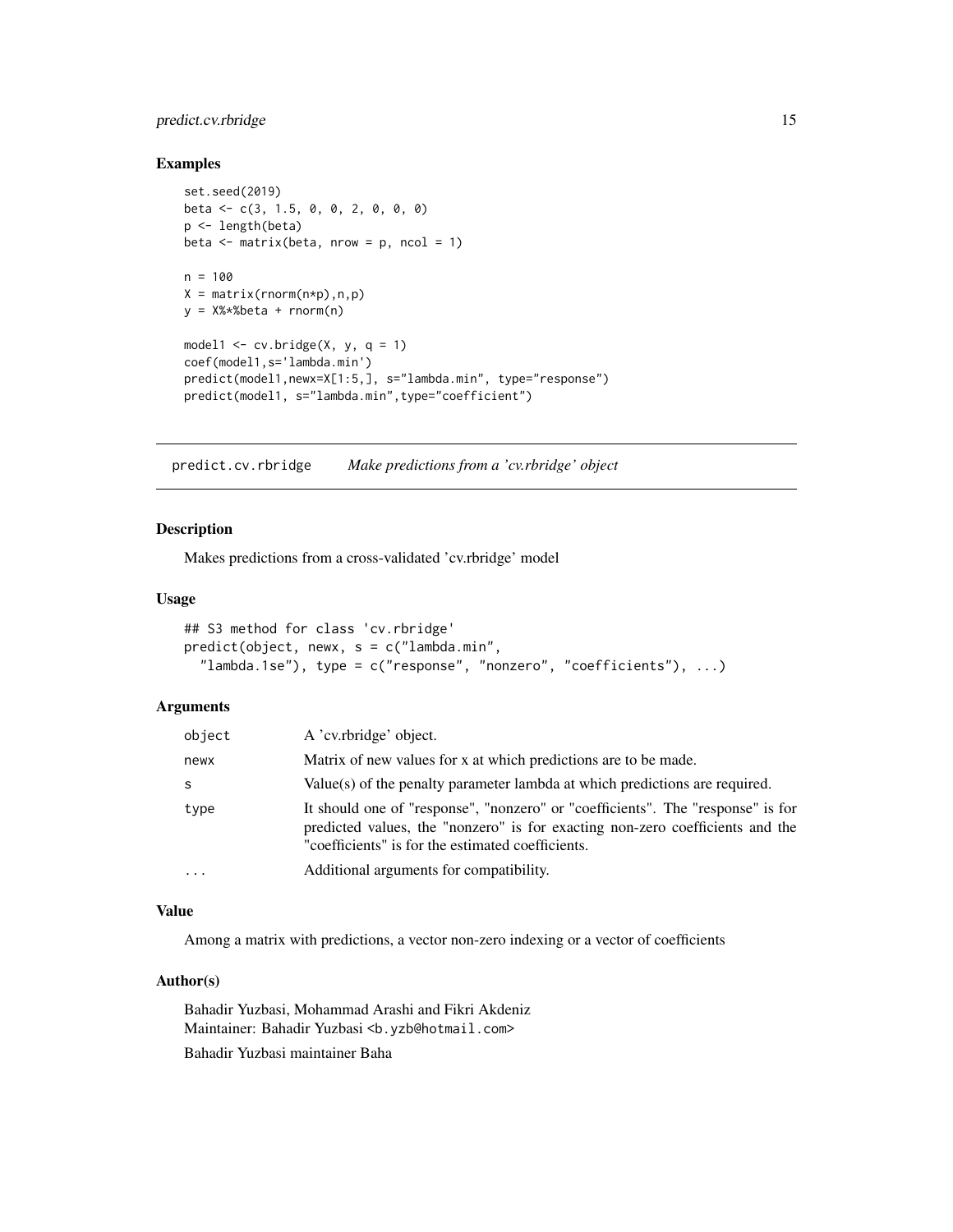## Examples

```
set.seed(2019)
beta <- c(3, 1.5, 0, 0, 2, 0, 0, 0)
p <- length(beta)
beta <- matrix(beta, nrow = p, ncol = 1)

n = 100
X = matrix(rnorm(n*p),n,p)
y = X%*%beta + rnorm(n)

model1 <- cv.bridge(X, y, q = 1)
coef(model1,s='lambda.min')
predict(model1,newx=X[1:5,], s="lambda.min", type="response")
predict(model1, s="lambda.min",type="coefficient")
```

---

# predict.cv.rbridge *Make predictions from a 'cv.rbridge' object*

---

## Description

Makes predictions from a cross-validated 'cv.rbridge' model

## Usage

```
## S3 method for class 'cv.rbridge'
predict(object, newx, s = c("lambda.min",
  "lambda.1se"), type = c("response", "nonzero", "coefficients"), ...)
```

## Arguments

| | |
|---|---|
| object | A 'cv.rbridge' object. |
| newx | Matrix of new values for x at which predictions are to be made. |
| s | Value(s) of the penalty parameter lambda at which predictions are required. |
| type | It should one of "response", "nonzero" or "coefficients". The "response" is for predicted values, the "nonzero" is for exacting non-zero coefficients and the "coefficients" is for the estimated coefficients. |
| ... | Additional arguments for compatibility. |

## Value

Among a matrix with predictions, a vector non-zero indexing or a vector of coefficients

## Author(s)

Bahadir Yuzbasi, Mohammad Arashi and Fikri Akdeniz
Maintainer: Bahadir Yuzbasi <b.yzb@hotmail.com>

Bahadir Yuzbasi maintainer Baha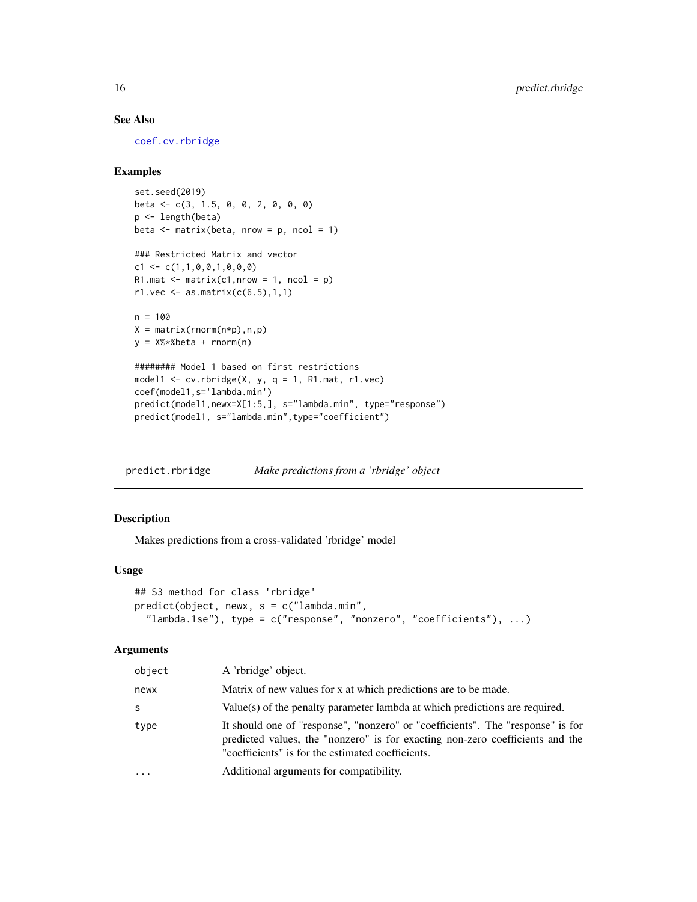### See Also

`coef.cv.rbridge`

### Examples

```
set.seed(2019)
beta <- c(3, 1.5, 0, 0, 2, 0, 0, 0)
p <- length(beta)
beta <- matrix(beta, nrow = p, ncol = 1)

### Restricted Matrix and vector
c1 <- c(1,1,0,0,1,0,0,0)
R1.mat <- matrix(c1,nrow = 1, ncol = p)
r1.vec <- as.matrix(c(6.5),1,1)

n = 100
X = matrix(rnorm(n*p),n,p)
y = X%*%beta + rnorm(n)

######## Model 1 based on first restrictions
model1 <- cv.rbridge(X, y, q = 1, R1.mat, r1.vec)
coef(model1,s='lambda.min')
predict(model1,newx=X[1:5,], s="lambda.min", type="response")
predict(model1, s="lambda.min",type="coefficient")
```

---

## predict.rbridge *Make predictions from a 'rbridge' object*

### Description

Makes predictions from a cross-validated 'rbridge' model

### Usage

```
## S3 method for class 'rbridge'
predict(object, newx, s = c("lambda.min",
  "lambda.1se"), type = c("response", "nonzero", "coefficients"), ...)
```

### Arguments

| | |
|---|---|
| object | A 'rbridge' object. |
| newx | Matrix of new values for x at which predictions are to be made. |
| s | Value(s) of the penalty parameter lambda at which predictions are required. |
| type | It should one of "response", "nonzero" or "coefficients". The "response" is for predicted values, the "nonzero" is for exacting non-zero coefficients and the "coefficients" is for the estimated coefficients. |
| ... | Additional arguments for compatibility. |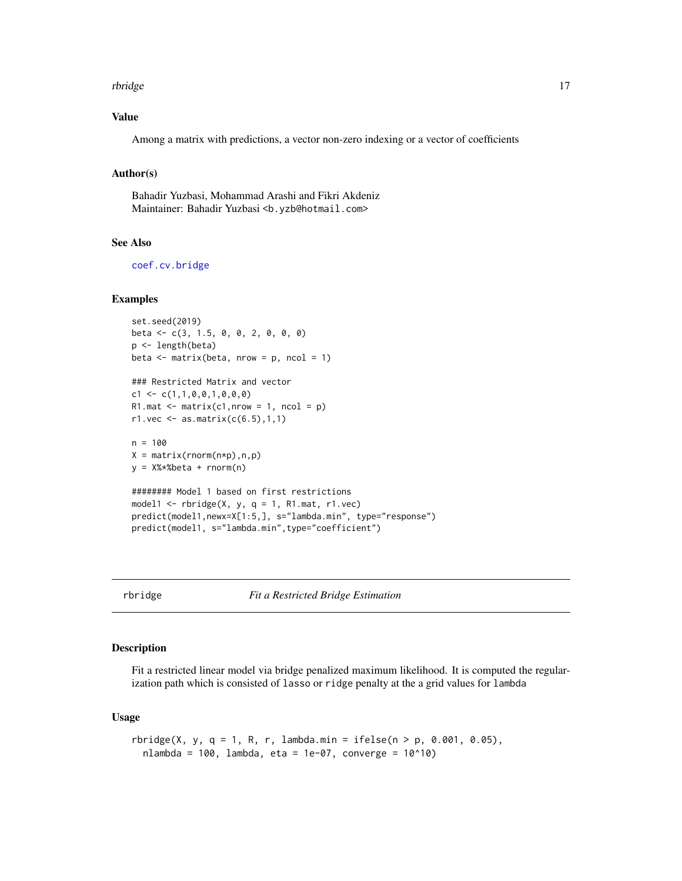### Value

Among a matrix with predictions, a vector non-zero indexing or a vector of coefficients

### Author(s)

Bahadir Yuzbasi, Mohammad Arashi and Fikri Akdeniz
Maintainer: Bahadir Yuzbasi <b.yzb@hotmail.com>

### See Also

coef.cv.bridge

### Examples

```
set.seed(2019)
beta <- c(3, 1.5, 0, 0, 2, 0, 0, 0)
p <- length(beta)
beta <- matrix(beta, nrow = p, ncol = 1)

### Restricted Matrix and vector
c1 <- c(1,1,0,0,1,0,0,0)
R1.mat <- matrix(c1,nrow = 1, ncol = p)
r1.vec <- as.matrix(c(6.5),1,1)

n = 100
X = matrix(rnorm(n*p),n,p)
y = X%*%beta + rnorm(n)

######## Model 1 based on first restrictions
model1 <- rbridge(X, y, q = 1, R1.mat, r1.vec)
predict(model1,newx=X[1:5,], s="lambda.min", type="response")
predict(model1, s="lambda.min",type="coefficient")
```

---

## rbridge — *Fit a Restricted Bridge Estimation*

### Description

Fit a restricted linear model via bridge penalized maximum likelihood. It is computed the regularization path which is consisted of lasso or ridge penalty at the a grid values for lambda

### Usage

```
rbridge(X, y, q = 1, R, r, lambda.min = ifelse(n > p, 0.001, 0.05),
  nlambda = 100, lambda, eta = 1e-07, converge = 10^10)
```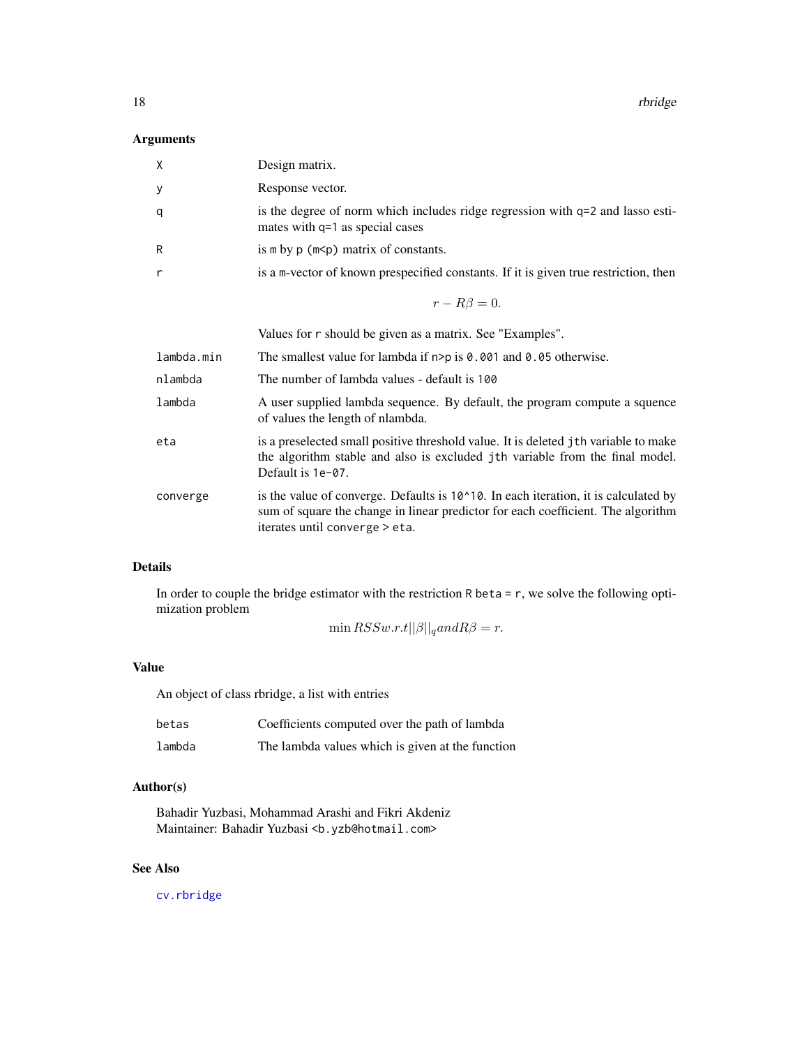## Arguments

| | |
|---|---|
| `X` | Design matrix. |
| `y` | Response vector. |
| `q` | is the degree of norm which includes ridge regression with `q=2` and lasso estimates with `q=1` as special cases |
| `R` | is `m` by `p` (`m<p`) matrix of constants. |
| `r` | is a `m`-vector of known prespecified constants. If it is given true restriction, then $$r - R\beta = 0.$$ Values for `r` should be given as a matrix. See "Examples". |
| `lambda.min` | The smallest value for lambda if `n>p` is `0.001` and `0.05` otherwise. |
| `nlambda` | The number of lambda values - default is `100` |
| `lambda` | A user supplied lambda sequence. By default, the program compute a squence of values the length of nlambda. |
| `eta` | is a preselected small positive threshold value. It is deleted `jth` variable to make the algorithm stable and also is excluded `jth` variable from the final model. Default is `1e-07`. |
| `converge` | is the value of converge. Defaults is `10^10`. In each iteration, it is calculated by sum of square the change in linear predictor for each coefficient. The algorithm iterates until `converge > eta`. |

## Details

In order to couple the bridge estimator with the restriction `R beta = r`, we solve the following optimization problem

$$\min RSS w.r.t ||\beta||_q and R\beta = r.$$

## Value

An object of class rbridge, a list with entries

| | |
|---|---|
| `betas` | Coefficients computed over the path of lambda |
| `lambda` | The lambda values which is given at the function |

## Author(s)

Bahadir Yuzbasi, Mohammad Arashi and Fikri Akdeniz
Maintainer: Bahadir Yuzbasi `<b.yzb@hotmail.com>`

## See Also

`cv.rbridge`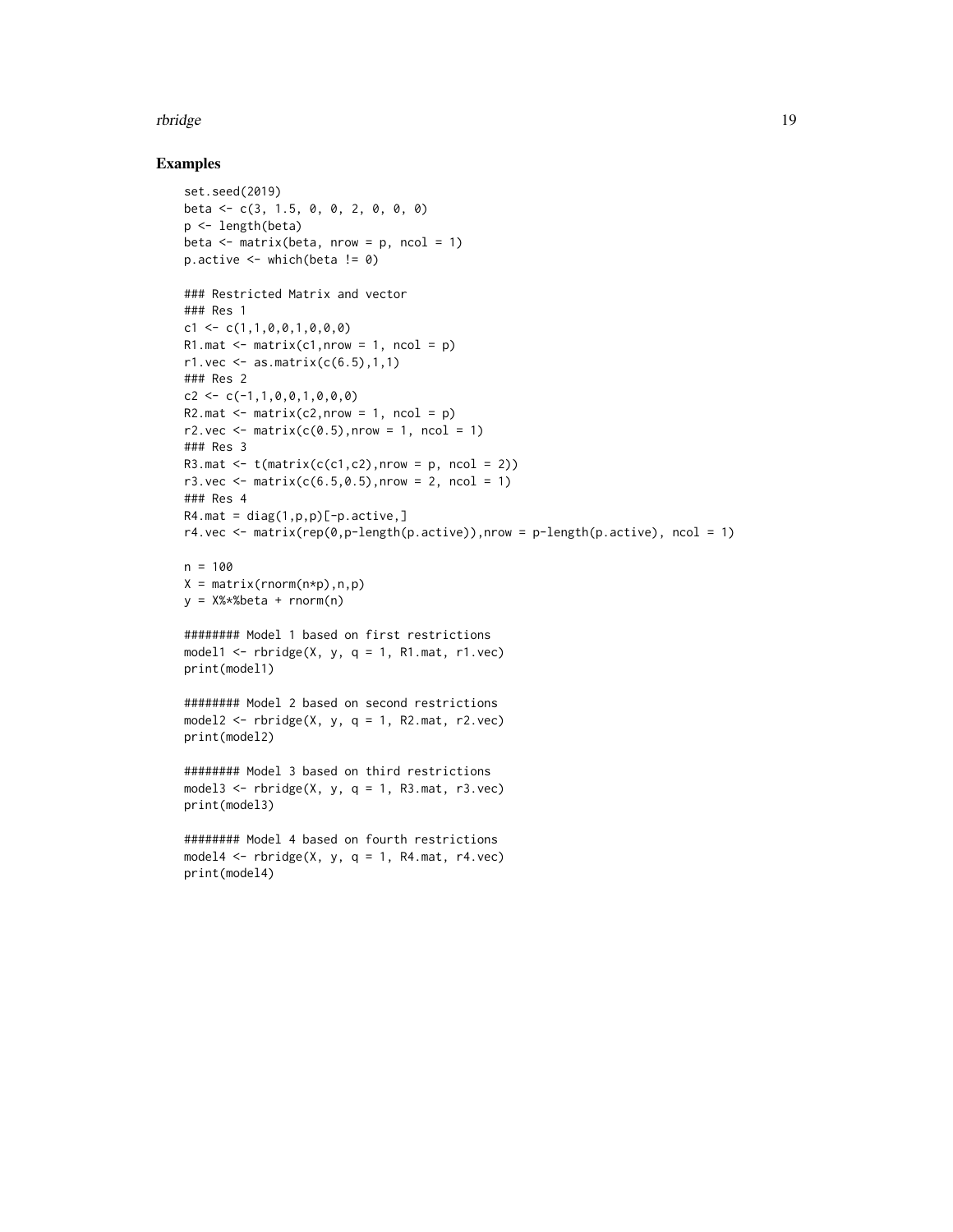## Examples

```
set.seed(2019)
beta <- c(3, 1.5, 0, 0, 2, 0, 0, 0)
p <- length(beta)
beta <- matrix(beta, nrow = p, ncol = 1)
p.active <- which(beta != 0)

### Restricted Matrix and vector
### Res 1
c1 <- c(1,1,0,0,1,0,0,0)
R1.mat <- matrix(c1,nrow = 1, ncol = p)
r1.vec <- as.matrix(c(6.5),1,1)
### Res 2
c2 <- c(-1,1,0,0,1,0,0,0)
R2.mat <- matrix(c2,nrow = 1, ncol = p)
r2.vec <- matrix(c(0.5),nrow = 1, ncol = 1)
### Res 3
R3.mat <- t(matrix(c(c1,c2),nrow = p, ncol = 2))
r3.vec <- matrix(c(6.5,0.5),nrow = 2, ncol = 1)
### Res 4
R4.mat = diag(1,p,p)[-p.active,]
r4.vec <- matrix(rep(0,p-length(p.active)),nrow = p-length(p.active), ncol = 1)

n = 100
X = matrix(rnorm(n*p),n,p)
y = X%*%beta + rnorm(n)

######## Model 1 based on first restrictions
model1 <- rbridge(X, y, q = 1, R1.mat, r1.vec)
print(model1)

######## Model 2 based on second restrictions
model2 <- rbridge(X, y, q = 1, R2.mat, r2.vec)
print(model2)

######## Model 3 based on third restrictions
model3 <- rbridge(X, y, q = 1, R3.mat, r3.vec)
print(model3)

######## Model 4 based on fourth restrictions
model4 <- rbridge(X, y, q = 1, R4.mat, r4.vec)
print(model4)
```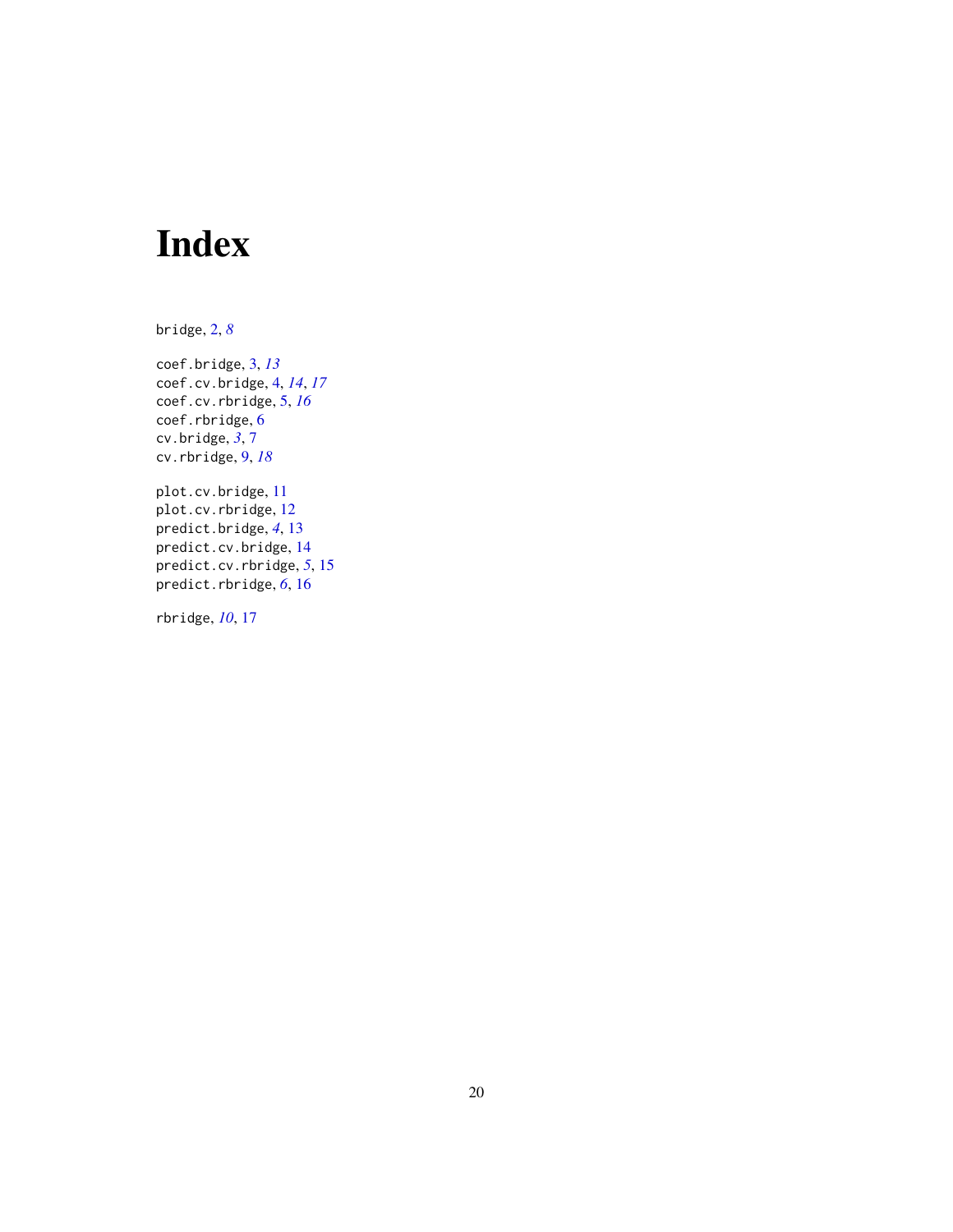# Index

bridge, 2, *8*

coef.bridge, 3, *13*
coef.cv.bridge, 4, *14*, *17*
coef.cv.rbridge, 5, *16*
coef.rbridge, 6
cv.bridge, *3*, 7
cv.rbridge, 9, *18*

plot.cv.bridge, 11
plot.cv.rbridge, 12
predict.bridge, *4*, 13
predict.cv.bridge, 14
predict.cv.rbridge, *5*, 15
predict.rbridge, *6*, 16

rbridge, *10*, 17